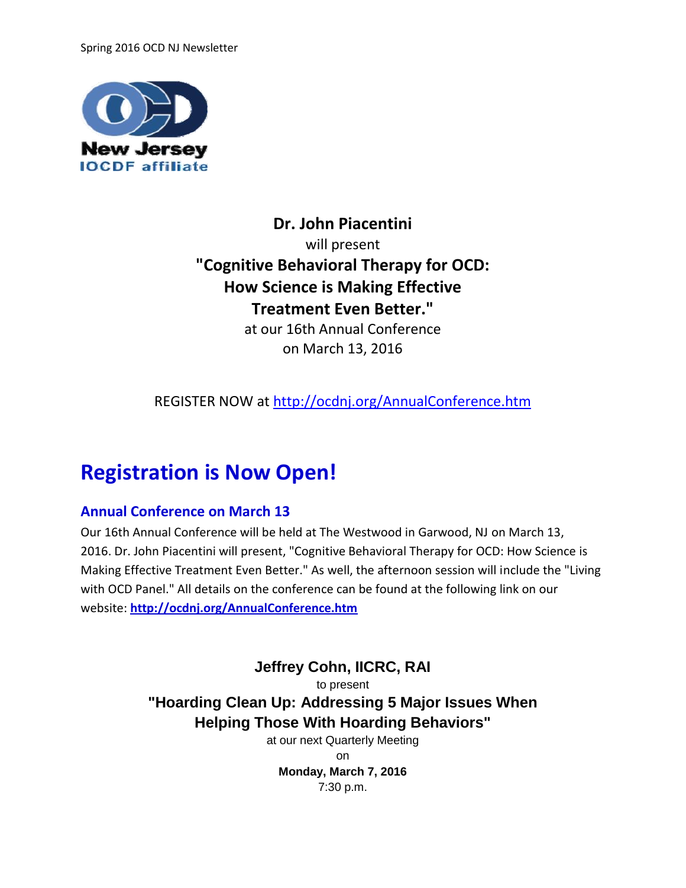Spring 2016 OCD NJ Newsletter

New Jersey
IOCDF affiliate

**Dr. John Piacentini**
will present
**"Cognitive Behavioral Therapy for OCD: How Science is Making Effective Treatment Even Better."**
at our 16th Annual Conference
on March 13, 2016

REGISTER NOW at http://ocdnj.org/AnnualConference.htm

# Registration is Now Open!

## Annual Conference on March 13

Our 16th Annual Conference will be held at The Westwood in Garwood, NJ on March 13, 2016. Dr. John Piacentini will present, "Cognitive Behavioral Therapy for OCD: How Science is Making Effective Treatment Even Better." As well, the afternoon session will include the "Living with OCD Panel." All details on the conference can be found at the following link on our website: **http://ocdnj.org/AnnualConference.htm**

**Jeffrey Cohn, IICRC, RAI**
to present
**"Hoarding Clean Up: Addressing 5 Major Issues When Helping Those With Hoarding Behaviors"**
at our next Quarterly Meeting
on
**Monday, March 7, 2016**
7:30 p.m.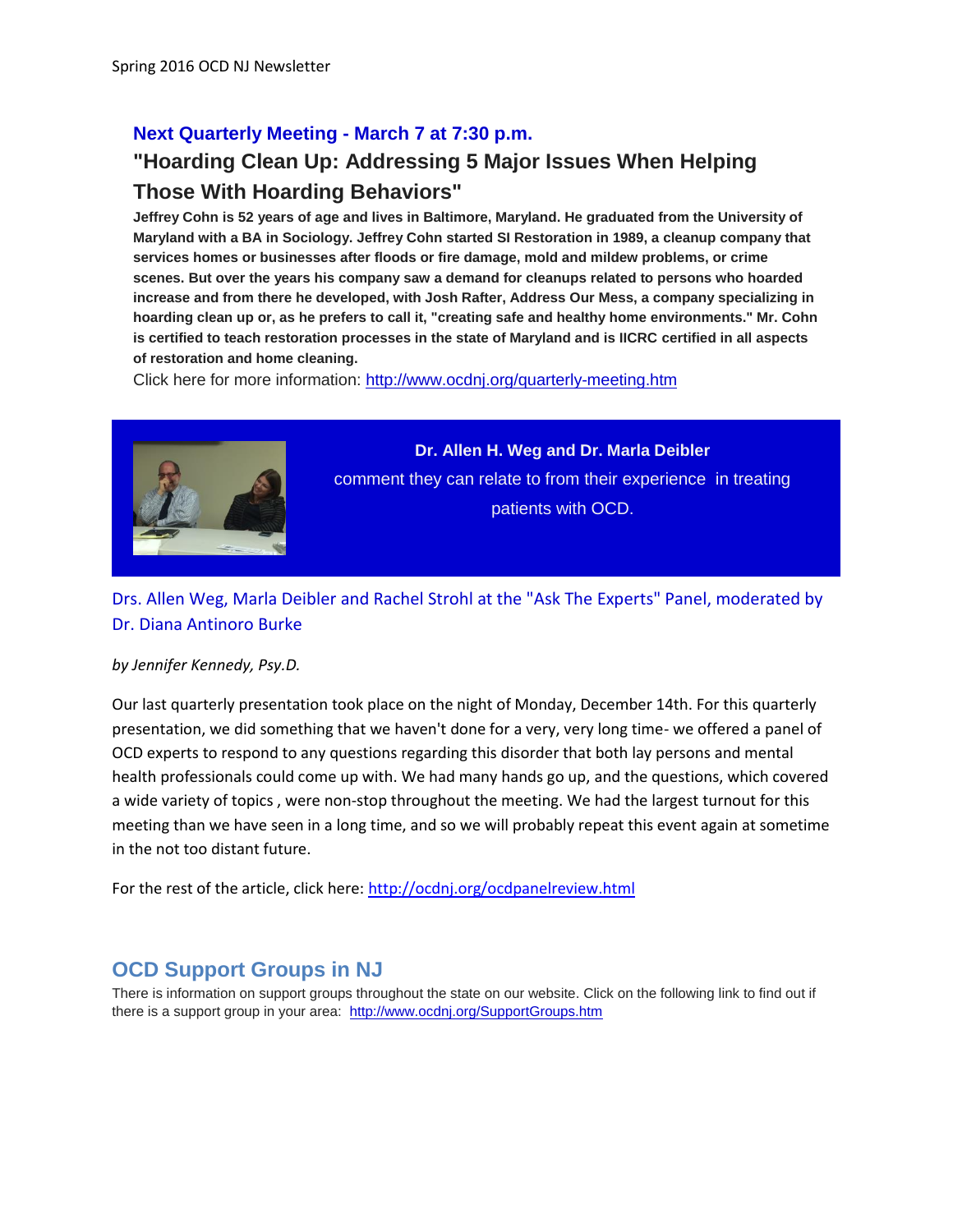## Next Quarterly Meeting - March 7 at 7:30 p.m.

## "Hoarding Clean Up: Addressing 5 Major Issues When Helping Those With Hoarding Behaviors"

**Jeffrey Cohn is 52 years of age and lives in Baltimore, Maryland. He graduated from the University of Maryland with a BA in Sociology. Jeffrey Cohn started SI Restoration in 1989, a cleanup company that services homes or businesses after floods or fire damage, mold and mildew problems, or crime scenes. But over the years his company saw a demand for cleanups related to persons who hoarded increase and from there he developed, with Josh Rafter, Address Our Mess, a company specializing in hoarding clean up or, as he prefers to call it, "creating safe and healthy home environments." Mr. Cohn is certified to teach restoration processes in the state of Maryland and is IICRC certified in all aspects of restoration and home cleaning.**

Click here for more information: http://www.ocdnj.org/quarterly-meeting.htm

**Dr. Allen H. Weg and Dr. Marla Deibler** comment they can relate to from their experience in treating patients with OCD.

Drs. Allen Weg, Marla Deibler and Rachel Strohl at the "Ask The Experts" Panel, moderated by Dr. Diana Antinoro Burke

*by Jennifer Kennedy, Psy.D.*

Our last quarterly presentation took place on the night of Monday, December 14th. For this quarterly presentation, we did something that we haven't done for a very, very long time- we offered a panel of OCD experts to respond to any questions regarding this disorder that both lay persons and mental health professionals could come up with. We had many hands go up, and the questions, which covered a wide variety of topics , were non-stop throughout the meeting. We had the largest turnout for this meeting than we have seen in a long time, and so we will probably repeat this event again at sometime in the not too distant future.

For the rest of the article, click here: http://ocdnj.org/ocdpanelreview.html

## OCD Support Groups in NJ

There is information on support groups throughout the state on our website. Click on the following link to find out if there is a support group in your area: http://www.ocdnj.org/SupportGroups.htm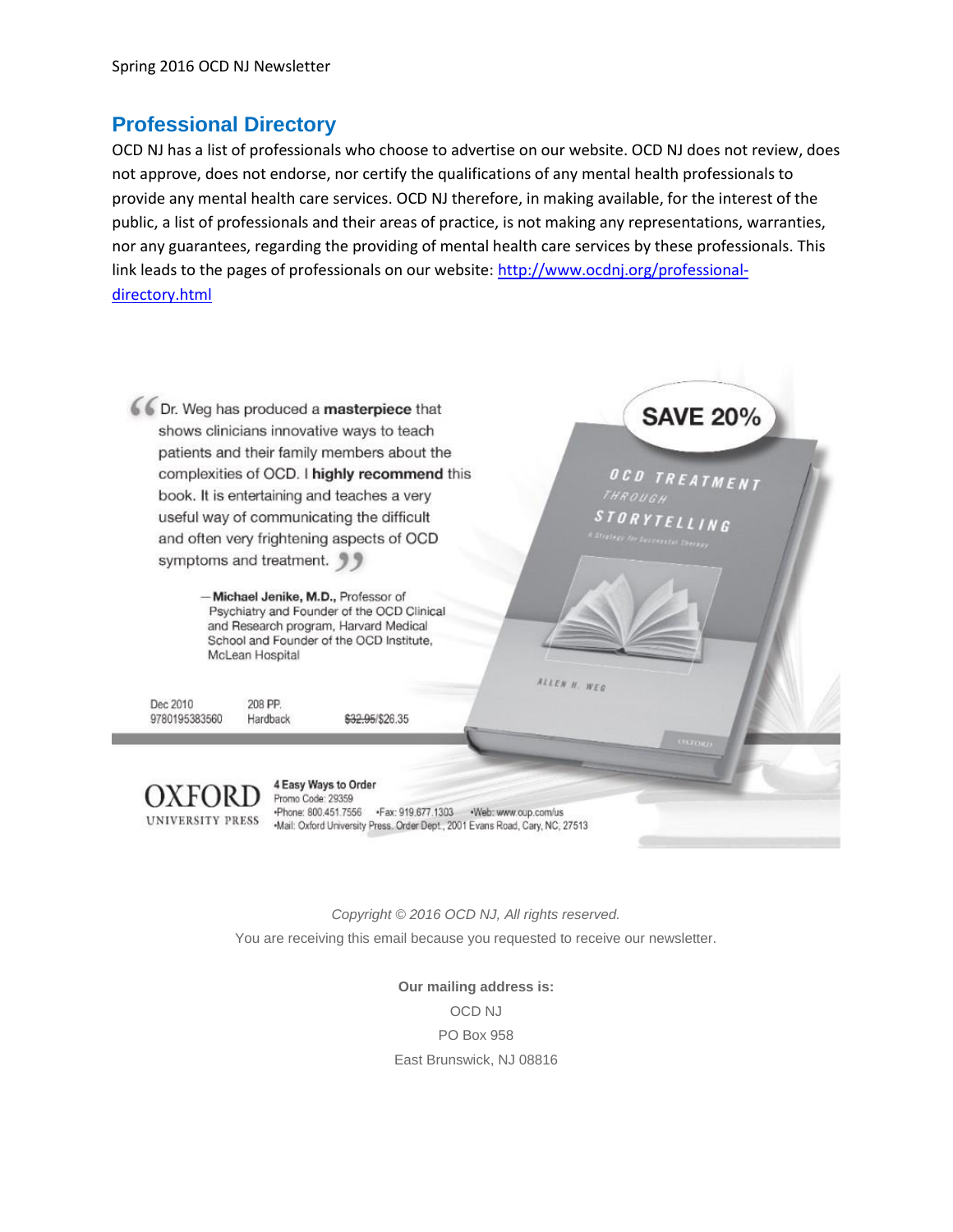## Professional Directory

OCD NJ has a list of professionals who choose to advertise on our website. OCD NJ does not review, does not approve, does not endorse, nor certify the qualifications of any mental health professionals to provide any mental health care services. OCD NJ therefore, in making available, for the interest of the public, a list of professionals and their areas of practice, is not making any representations, warranties, nor any guarantees, regarding the providing of mental health care services by these professionals. This link leads to the pages of professionals on our website: [http://www.ocdnj.org/professional-directory.html](http://www.ocdnj.org/professional-directory.html)

"Dr. Weg has produced a **masterpiece** that shows clinicians innovative ways to teach patients and their family members about the complexities of OCD. I **highly recommend** this book. It is entertaining and teaches a very useful way of communicating the difficult and often very frightening aspects of OCD symptoms and treatment."

—**Michael Jenike, M.D.,** Professor of Psychiatry and Founder of the OCD Clinical and Research program, Harvard Medical School and Founder of the OCD Institute, McLean Hospital

**SAVE 20%**

OCD TREATMENT THROUGH STORYTELLING
A Strategy for Successful Therapy
ALLEN H. WEG

Dec 2010 | 208 PP. | ~~$32.95~~/$26.35
9780195383560 | Hardback

OXFORD UNIVERSITY PRESS

**4 Easy Ways to Order**
Promo Code: 29359
•Phone: 800.451.7556 •Fax: 919.677.1303 •Web: www.oup.com/us
•Mail: Oxford University Press. Order Dept., 2001 Evans Road, Cary, NC, 27513

*Copyright © 2016 OCD NJ, All rights reserved.*

You are receiving this email because you requested to receive our newsletter.

**Our mailing address is:**

OCD NJ
PO Box 958
East Brunswick, NJ 08816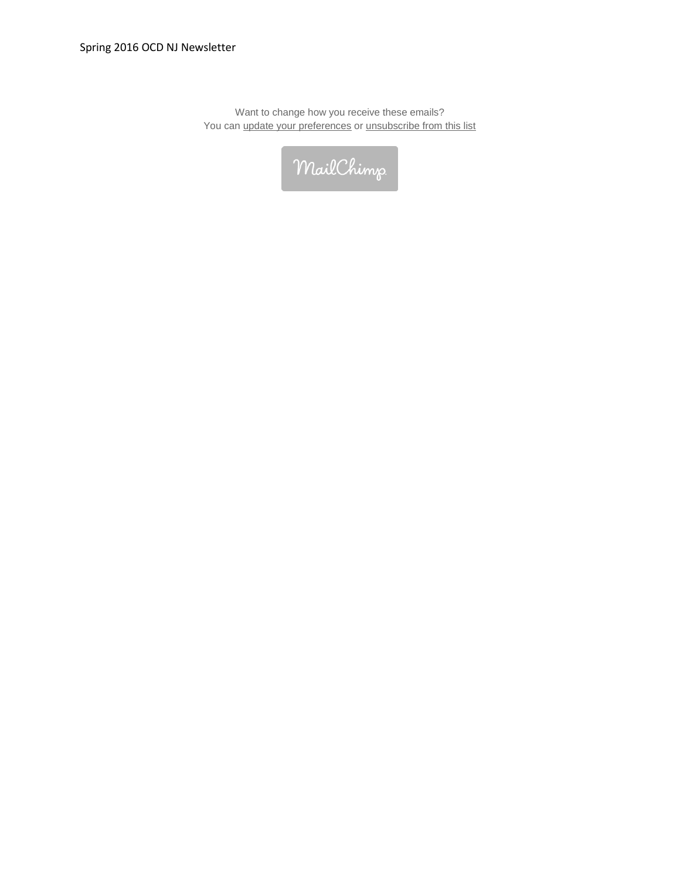Want to change how you receive these emails?
You can update your preferences or unsubscribe from this list

MailChimp